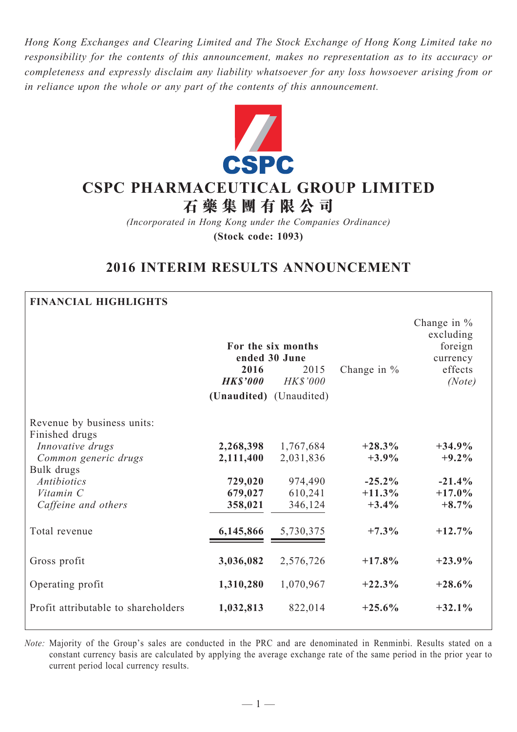*Hong Kong Exchanges and Clearing Limited and The Stock Exchange of Hong Kong Limited take no responsibility for the contents of this announcement, makes no representation as to its accuracy or completeness and expressly disclaim any liability whatsoever for any loss howsoever arising from or in reliance upon the whole or any part of the contents of this announcement.*

CSPC

# CSPC PHARMACEUTICAL GROUP LIMITED
# 石藥集團有限公司

*(Incorporated in Hong Kong under the Companies Ordinance)*

**(Stock code: 1093)**

## 2016 INTERIM RESULTS ANNOUNCEMENT

**FINANCIAL HIGHLIGHTS**

| | For the six months ended 30 June | | | |
|---|---|---|---|---|
| | **2016** | 2015 | Change in % | Change in % excluding foreign currency effects |
| | ***HK$'000*** | *HK$'000* | | *(Note)* |
| | **(Unaudited)** | (Unaudited) | | |
| Revenue by business units: | | | | |
| Finished drugs | | | | |
| *Innovative drugs* | **2,268,398** | 1,767,684 | **+28.3%** | **+34.9%** |
| *Common generic drugs* | **2,111,400** | 2,031,836 | **+3.9%** | **+9.2%** |
| Bulk drugs | | | | |
| *Antibiotics* | **729,020** | 974,490 | **-25.2%** | **-21.4%** |
| *Vitamin C* | **679,027** | 610,241 | **+11.3%** | **+17.0%** |
| *Caffeine and others* | **358,021** | 346,124 | **+3.4%** | **+8.7%** |
| Total revenue | **6,145,866** | 5,730,375 | **+7.3%** | **+12.7%** |
| Gross profit | **3,036,082** | 2,576,726 | **+17.8%** | **+23.9%** |
| Operating profit | **1,310,280** | 1,070,967 | **+22.3%** | **+28.6%** |
| Profit attributable to shareholders | **1,032,813** | 822,014 | **+25.6%** | **+32.1%** |

*Note:* Majority of the Group's sales are conducted in the PRC and are denominated in Renminbi. Results stated on a constant currency basis are calculated by applying the average exchange rate of the same period in the prior year to current period local currency results.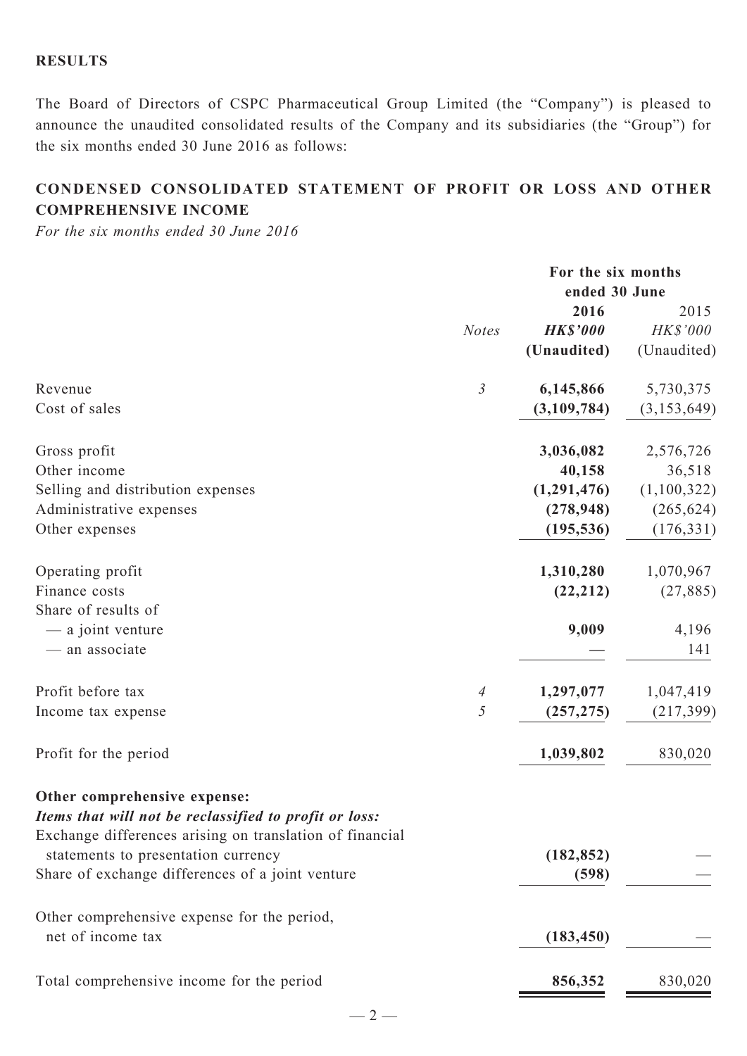## RESULTS

The Board of Directors of CSPC Pharmaceutical Group Limited (the "Company") is pleased to announce the unaudited consolidated results of the Company and its subsidiaries (the "Group") for the six months ended 30 June 2016 as follows:

## CONDENSED CONSOLIDATED STATEMENT OF PROFIT OR LOSS AND OTHER COMPREHENSIVE INCOME

*For the six months ended 30 June 2016*

| | | For the six months ended 30 June | |
|---|---|---|---|
| | *Notes* | **2016** | 2015 |
| | | ***HK$'000*** | *HK$'000* |
| | | **(Unaudited)** | (Unaudited) |
| Revenue | *3* | **6,145,866** | 5,730,375 |
| Cost of sales | | **(3,109,784)** | (3,153,649) |
| Gross profit | | **3,036,082** | 2,576,726 |
| Other income | | **40,158** | 36,518 |
| Selling and distribution expenses | | **(1,291,476)** | (1,100,322) |
| Administrative expenses | | **(278,948)** | (265,624) |
| Other expenses | | **(195,536)** | (176,331) |
| Operating profit | | **1,310,280** | 1,070,967 |
| Finance costs | | **(22,212)** | (27,885) |
| Share of results of | | | |
| — a joint venture | | **9,009** | 4,196 |
| — an associate | | **—** | 141 |
| Profit before tax | *4* | **1,297,077** | 1,047,419 |
| Income tax expense | *5* | **(257,275)** | (217,399) |
| Profit for the period | | **1,039,802** | 830,020 |
| **Other comprehensive expense:** | | | |
| ***Items that will not be reclassified to profit or loss:*** | | | |
| Exchange differences arising on translation of financial statements to presentation currency | | **(182,852)** | — |
| Share of exchange differences of a joint venture | | **(598)** | — |
| Other comprehensive expense for the period, net of income tax | | **(183,450)** | — |
| Total comprehensive income for the period | | **856,352** | 830,020 |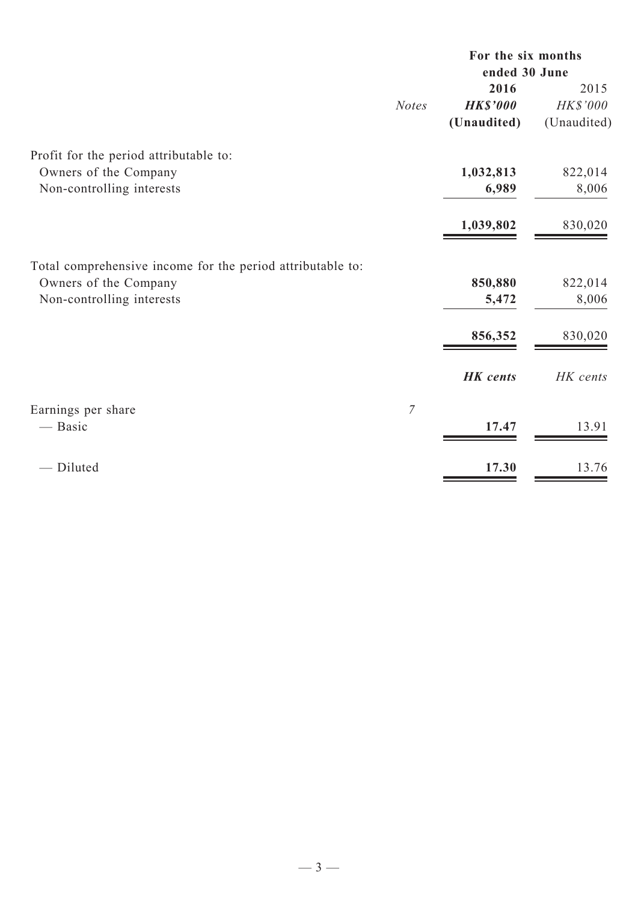| | Notes | For the six months ended 30 June | |
|---|---|---|---|
| | | **2016** | 2015 |
| | | ***HK$'000*** | *HK$'000* |
| | | **(Unaudited)** | (Unaudited) |
| Profit for the period attributable to: | | | |
| Owners of the Company | | **1,032,813** | 822,014 |
| Non-controlling interests | | **6,989** | 8,006 |
| | | **1,039,802** | 830,020 |
| Total comprehensive income for the period attributable to: | | | |
| Owners of the Company | | **850,880** | 822,014 |
| Non-controlling interests | | **5,472** | 8,006 |
| | | **856,352** | 830,020 |
| | | ***HK cents*** | *HK cents* |
| Earnings per share | *7* | | |
| — Basic | | **17.47** | 13.91 |
| — Diluted | | **17.30** | 13.76 |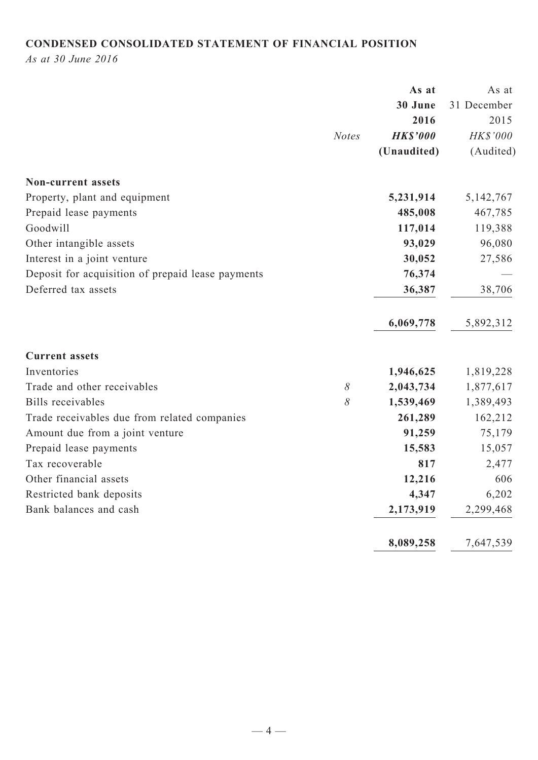## CONDENSED CONSOLIDATED STATEMENT OF FINANCIAL POSITION

*As at 30 June 2016*

| | *Notes* | **As at 30 June 2016** ***HK$'000*** **(Unaudited)** | As at 31 December 2015 *HK$'000* (Audited) |
|---|---|---|---|
| **Non-current assets** | | | |
| Property, plant and equipment | | **5,231,914** | 5,142,767 |
| Prepaid lease payments | | **485,008** | 467,785 |
| Goodwill | | **117,014** | 119,388 |
| Other intangible assets | | **93,029** | 96,080 |
| Interest in a joint venture | | **30,052** | 27,586 |
| Deposit for acquisition of prepaid lease payments | | **76,374** | — |
| Deferred tax assets | | **36,387** | 38,706 |
| | | **6,069,778** | 5,892,312 |
| **Current assets** | | | |
| Inventories | | **1,946,625** | 1,819,228 |
| Trade and other receivables | *8* | **2,043,734** | 1,877,617 |
| Bills receivables | *8* | **1,539,469** | 1,389,493 |
| Trade receivables due from related companies | | **261,289** | 162,212 |
| Amount due from a joint venture | | **91,259** | 75,179 |
| Prepaid lease payments | | **15,583** | 15,057 |
| Tax recoverable | | **817** | 2,477 |
| Other financial assets | | **12,216** | 606 |
| Restricted bank deposits | | **4,347** | 6,202 |
| Bank balances and cash | | **2,173,919** | 2,299,468 |
| | | **8,089,258** | 7,647,539 |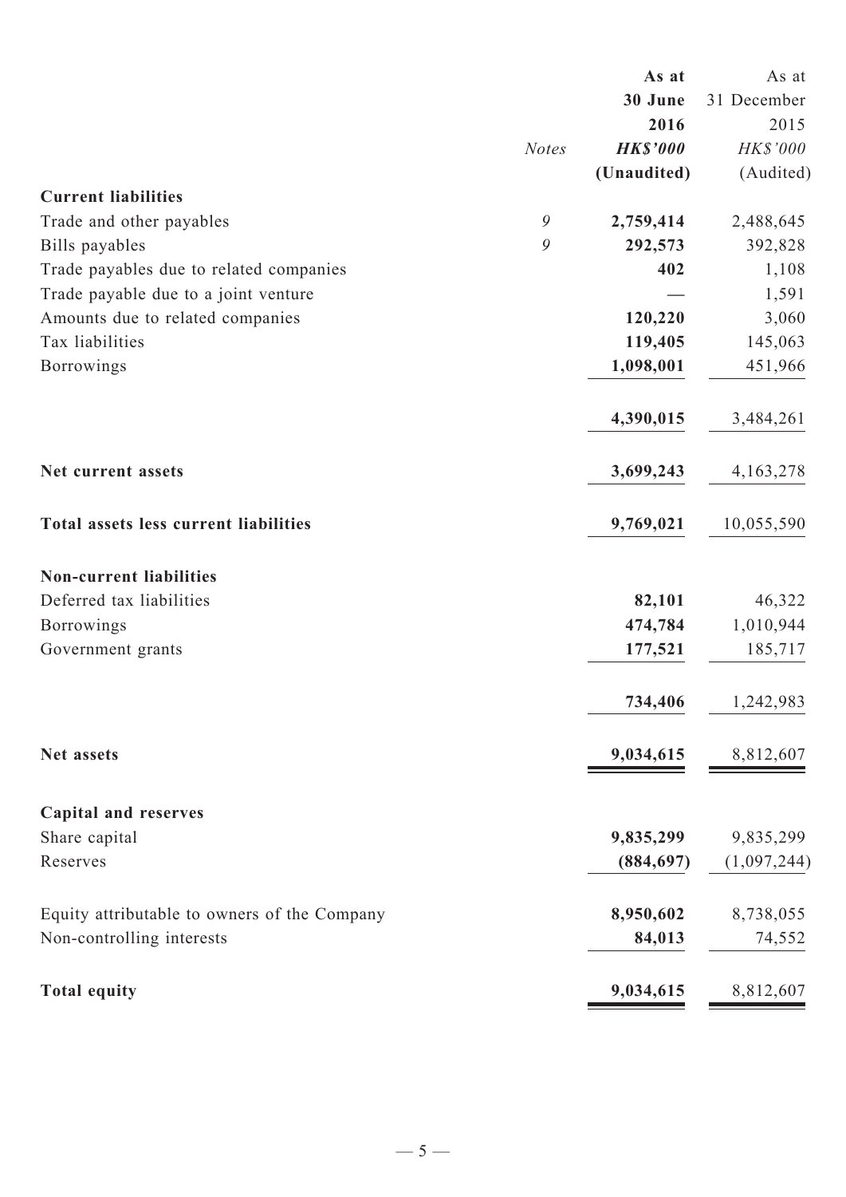| | Notes | As at 30 June 2016 HK$'000 (Unaudited) | As at 31 December 2015 HK$'000 (Audited) |
|---|---|---|---|
| **Current liabilities** | | | |
| Trade and other payables | 9 | **2,759,414** | 2,488,645 |
| Bills payables | 9 | **292,573** | 392,828 |
| Trade payables due to related companies | | **402** | 1,108 |
| Trade payable due to a joint venture | | — | 1,591 |
| Amounts due to related companies | | **120,220** | 3,060 |
| Tax liabilities | | **119,405** | 145,063 |
| Borrowings | | **1,098,001** | 451,966 |
| | | **4,390,015** | 3,484,261 |
| **Net current assets** | | **3,699,243** | 4,163,278 |
| **Total assets less current liabilities** | | **9,769,021** | 10,055,590 |
| **Non-current liabilities** | | | |
| Deferred tax liabilities | | **82,101** | 46,322 |
| Borrowings | | **474,784** | 1,010,944 |
| Government grants | | **177,521** | 185,717 |
| | | **734,406** | 1,242,983 |
| **Net assets** | | **9,034,615** | 8,812,607 |
| **Capital and reserves** | | | |
| Share capital | | **9,835,299** | 9,835,299 |
| Reserves | | **(884,697)** | (1,097,244) |
| Equity attributable to owners of the Company | | **8,950,602** | 8,738,055 |
| Non-controlling interests | | **84,013** | 74,552 |
| **Total equity** | | **9,034,615** | 8,812,607 |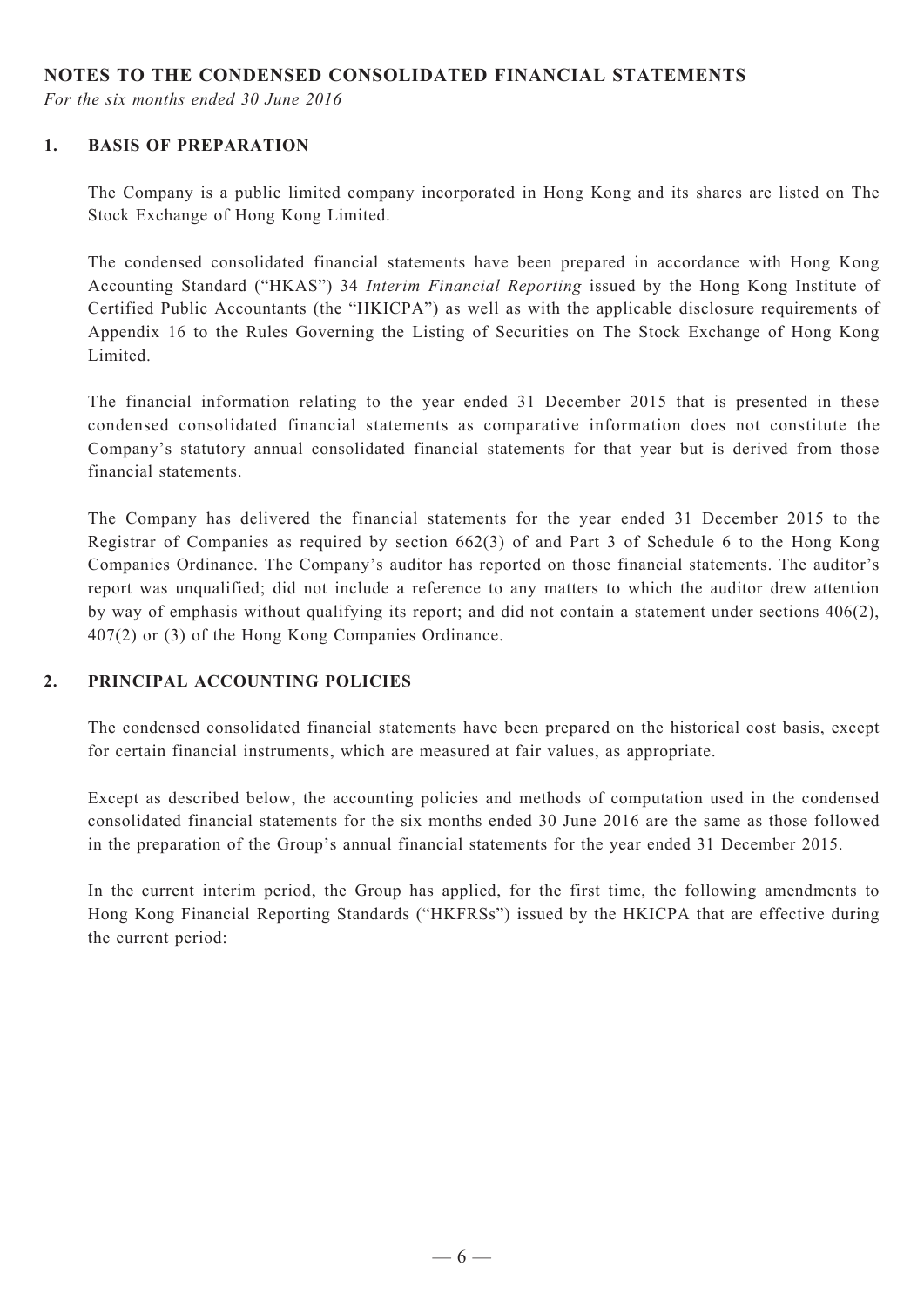## NOTES TO THE CONDENSED CONSOLIDATED FINANCIAL STATEMENTS

*For the six months ended 30 June 2016*

### 1. BASIS OF PREPARATION

The Company is a public limited company incorporated in Hong Kong and its shares are listed on The Stock Exchange of Hong Kong Limited.

The condensed consolidated financial statements have been prepared in accordance with Hong Kong Accounting Standard ("HKAS") 34 *Interim Financial Reporting* issued by the Hong Kong Institute of Certified Public Accountants (the "HKICPA") as well as with the applicable disclosure requirements of Appendix 16 to the Rules Governing the Listing of Securities on The Stock Exchange of Hong Kong Limited.

The financial information relating to the year ended 31 December 2015 that is presented in these condensed consolidated financial statements as comparative information does not constitute the Company's statutory annual consolidated financial statements for that year but is derived from those financial statements.

The Company has delivered the financial statements for the year ended 31 December 2015 to the Registrar of Companies as required by section 662(3) of and Part 3 of Schedule 6 to the Hong Kong Companies Ordinance. The Company's auditor has reported on those financial statements. The auditor's report was unqualified; did not include a reference to any matters to which the auditor drew attention by way of emphasis without qualifying its report; and did not contain a statement under sections 406(2), 407(2) or (3) of the Hong Kong Companies Ordinance.

### 2. PRINCIPAL ACCOUNTING POLICIES

The condensed consolidated financial statements have been prepared on the historical cost basis, except for certain financial instruments, which are measured at fair values, as appropriate.

Except as described below, the accounting policies and methods of computation used in the condensed consolidated financial statements for the six months ended 30 June 2016 are the same as those followed in the preparation of the Group's annual financial statements for the year ended 31 December 2015.

In the current interim period, the Group has applied, for the first time, the following amendments to Hong Kong Financial Reporting Standards ("HKFRSs") issued by the HKICPA that are effective during the current period: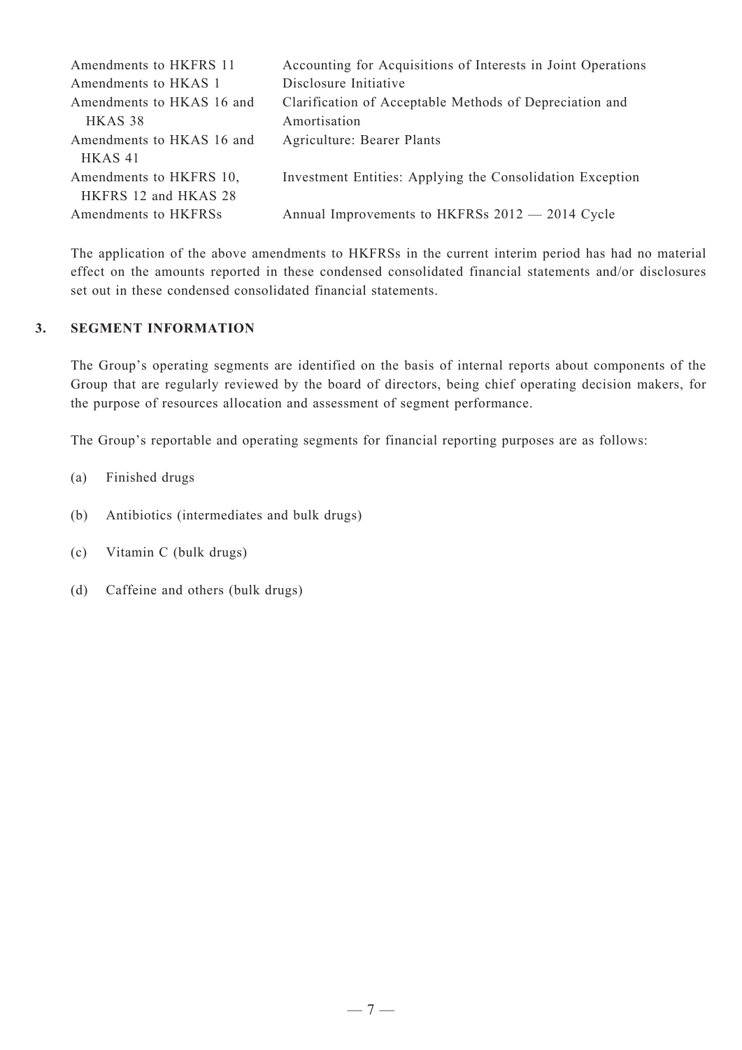| | |
|---|---|
| Amendments to HKFRS 11 | Accounting for Acquisitions of Interests in Joint Operations |
| Amendments to HKAS 1 | Disclosure Initiative |
| Amendments to HKAS 16 and HKAS 38 | Clarification of Acceptable Methods of Depreciation and Amortisation |
| Amendments to HKAS 16 and HKAS 41 | Agriculture: Bearer Plants |
| Amendments to HKFRS 10, HKFRS 12 and HKAS 28 | Investment Entities: Applying the Consolidation Exception |
| Amendments to HKFRSs | Annual Improvements to HKFRSs 2012 — 2014 Cycle |

The application of the above amendments to HKFRSs in the current interim period has had no material effect on the amounts reported in these condensed consolidated financial statements and/or disclosures set out in these condensed consolidated financial statements.

## 3. SEGMENT INFORMATION

The Group's operating segments are identified on the basis of internal reports about components of the Group that are regularly reviewed by the board of directors, being chief operating decision makers, for the purpose of resources allocation and assessment of segment performance.

The Group's reportable and operating segments for financial reporting purposes are as follows:

(a) Finished drugs

(b) Antibiotics (intermediates and bulk drugs)

(c) Vitamin C (bulk drugs)

(d) Caffeine and others (bulk drugs)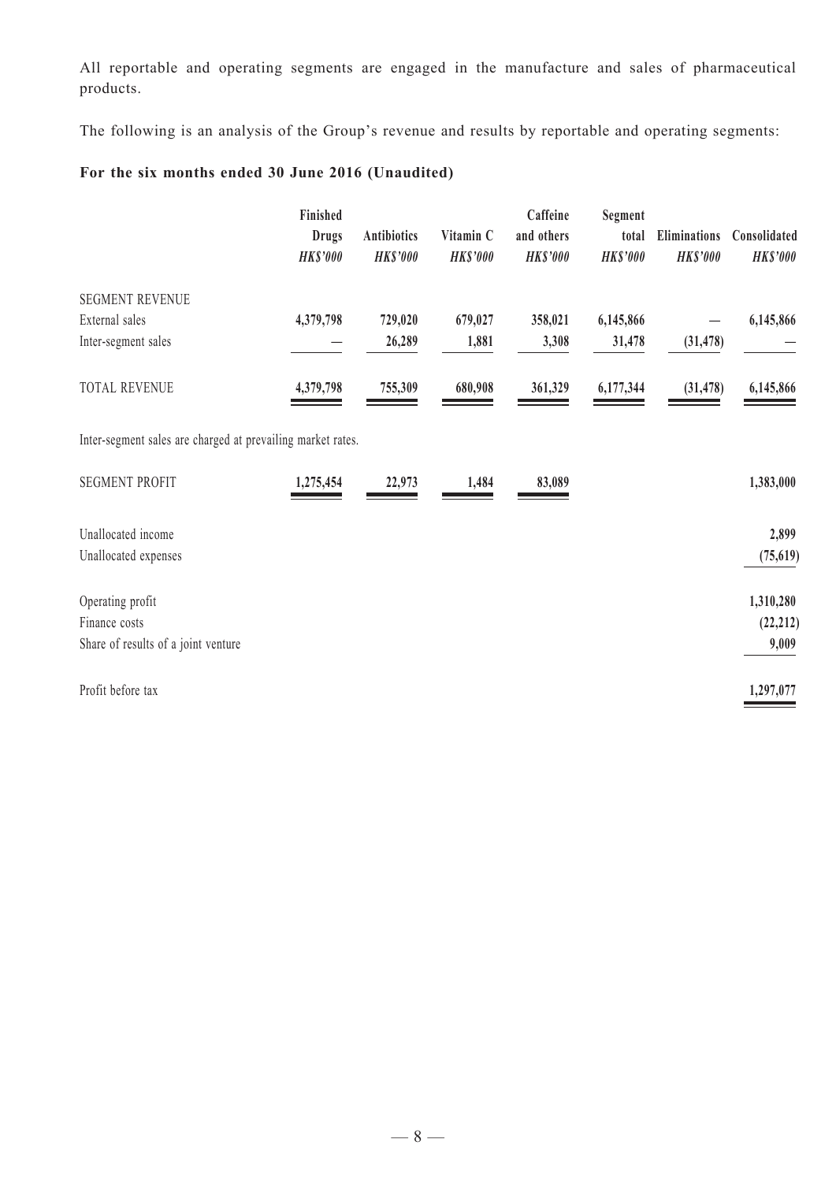All reportable and operating segments are engaged in the manufacture and sales of pharmaceutical products.

The following is an analysis of the Group's revenue and results by reportable and operating segments:

**For the six months ended 30 June 2016 (Unaudited)**

| | Finished Drugs | Antibiotics | Vitamin C | Caffeine and others | Segment total | Eliminations | Consolidated |
|---|---|---|---|---|---|---|---|
| | *HK$'000* | *HK$'000* | *HK$'000* | *HK$'000* | *HK$'000* | *HK$'000* | *HK$'000* |
| SEGMENT REVENUE | | | | | | | |
| External sales | **4,379,798** | **729,020** | **679,027** | **358,021** | **6,145,866** | **—** | **6,145,866** |
| Inter-segment sales | **—** | **26,289** | **1,881** | **3,308** | **31,478** | **(31,478)** | **—** |
| TOTAL REVENUE | **4,379,798** | **755,309** | **680,908** | **361,329** | **6,177,344** | **(31,478)** | **6,145,866** |

Inter-segment sales are charged at prevailing market rates.

| | Finished Drugs | Antibiotics | Vitamin C | Caffeine and others | Segment total | Eliminations | Consolidated |
|---|---|---|---|---|---|---|---|
| SEGMENT PROFIT | **1,275,454** | **22,973** | **1,484** | **83,089** | | | **1,383,000** |
| Unallocated income | | | | | | | **2,899** |
| Unallocated expenses | | | | | | | **(75,619)** |
| Operating profit | | | | | | | **1,310,280** |
| Finance costs | | | | | | | **(22,212)** |
| Share of results of a joint venture | | | | | | | **9,009** |
| Profit before tax | | | | | | | **1,297,077** |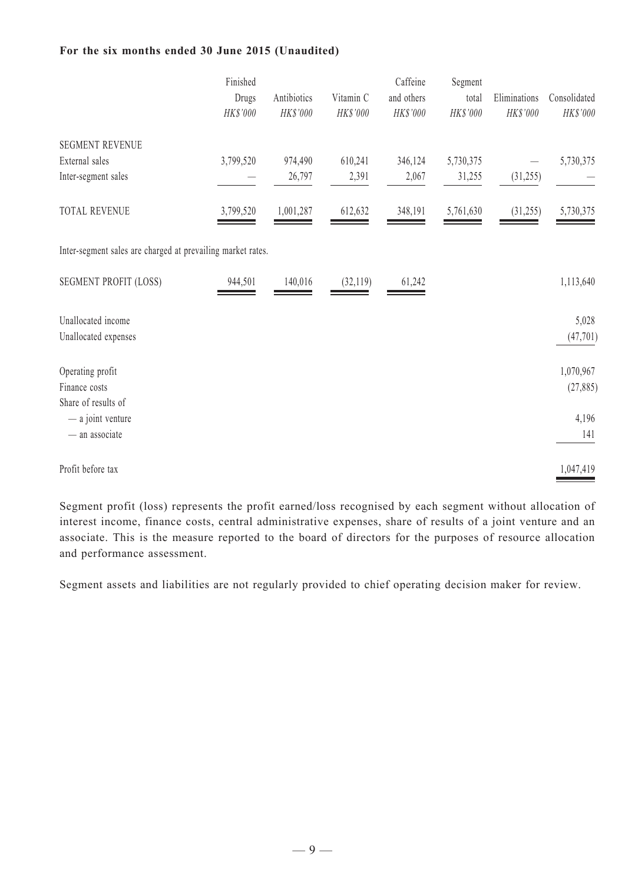**For the six months ended 30 June 2015 (Unaudited)**

| | Finished Drugs | Antibiotics | Vitamin C | Caffeine and others | Segment total | Eliminations | Consolidated |
|---|---|---|---|---|---|---|---|
| | *HK$'000* | *HK$'000* | *HK$'000* | *HK$'000* | *HK$'000* | *HK$'000* | *HK$'000* |
| SEGMENT REVENUE | | | | | | | |
| External sales | 3,799,520 | 974,490 | 610,241 | 346,124 | 5,730,375 | — | 5,730,375 |
| Inter-segment sales | — | 26,797 | 2,391 | 2,067 | 31,255 | (31,255) | — |
| TOTAL REVENUE | 3,799,520 | 1,001,287 | 612,632 | 348,191 | 5,761,630 | (31,255) | 5,730,375 |

Inter-segment sales are charged at prevailing market rates.

| | Finished Drugs | Antibiotics | Vitamin C | Caffeine and others | Segment total | Eliminations | Consolidated |
|---|---|---|---|---|---|---|---|
| SEGMENT PROFIT (LOSS) | 944,501 | 140,016 | (32,119) | 61,242 | | | 1,113,640 |
| Unallocated income | | | | | | | 5,028 |
| Unallocated expenses | | | | | | | (47,701) |
| Operating profit | | | | | | | 1,070,967 |
| Finance costs | | | | | | | (27,885) |
| Share of results of | | | | | | | |
| — a joint venture | | | | | | | 4,196 |
| — an associate | | | | | | | 141 |
| Profit before tax | | | | | | | 1,047,419 |

Segment profit (loss) represents the profit earned/loss recognised by each segment without allocation of interest income, finance costs, central administrative expenses, share of results of a joint venture and an associate. This is the measure reported to the board of directors for the purposes of resource allocation and performance assessment.

Segment assets and liabilities are not regularly provided to chief operating decision maker for review.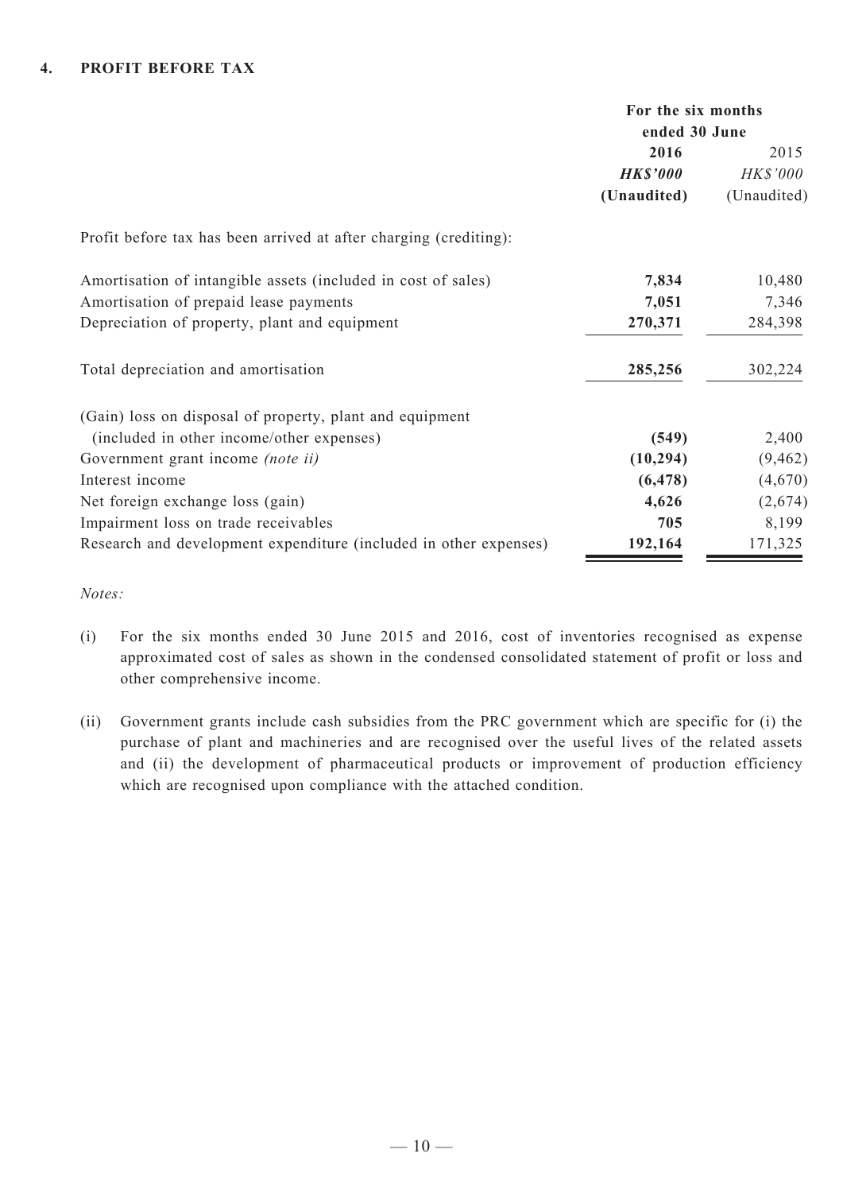## 4. PROFIT BEFORE TAX

| | For the six months ended 30 June | |
|---|---|---|
| | **2016** | 2015 |
| | ***HK$'000*** | *HK$'000* |
| | **(Unaudited)** | (Unaudited) |
| Profit before tax has been arrived at after charging (crediting): | | |
| Amortisation of intangible assets (included in cost of sales) | **7,834** | 10,480 |
| Amortisation of prepaid lease payments | **7,051** | 7,346 |
| Depreciation of property, plant and equipment | **270,371** | 284,398 |
| Total depreciation and amortisation | **285,256** | 302,224 |
| (Gain) loss on disposal of property, plant and equipment (included in other income/other expenses) | **(549)** | 2,400 |
| Government grant income *(note ii)* | **(10,294)** | (9,462) |
| Interest income | **(6,478)** | (4,670) |
| Net foreign exchange loss (gain) | **4,626** | (2,674) |
| Impairment loss on trade receivables | **705** | 8,199 |
| Research and development expenditure (included in other expenses) | **192,164** | 171,325 |

*Notes:*

(i) For the six months ended 30 June 2015 and 2016, cost of inventories recognised as expense approximated cost of sales as shown in the condensed consolidated statement of profit or loss and other comprehensive income.

(ii) Government grants include cash subsidies from the PRC government which are specific for (i) the purchase of plant and machineries and are recognised over the useful lives of the related assets and (ii) the development of pharmaceutical products or improvement of production efficiency which are recognised upon compliance with the attached condition.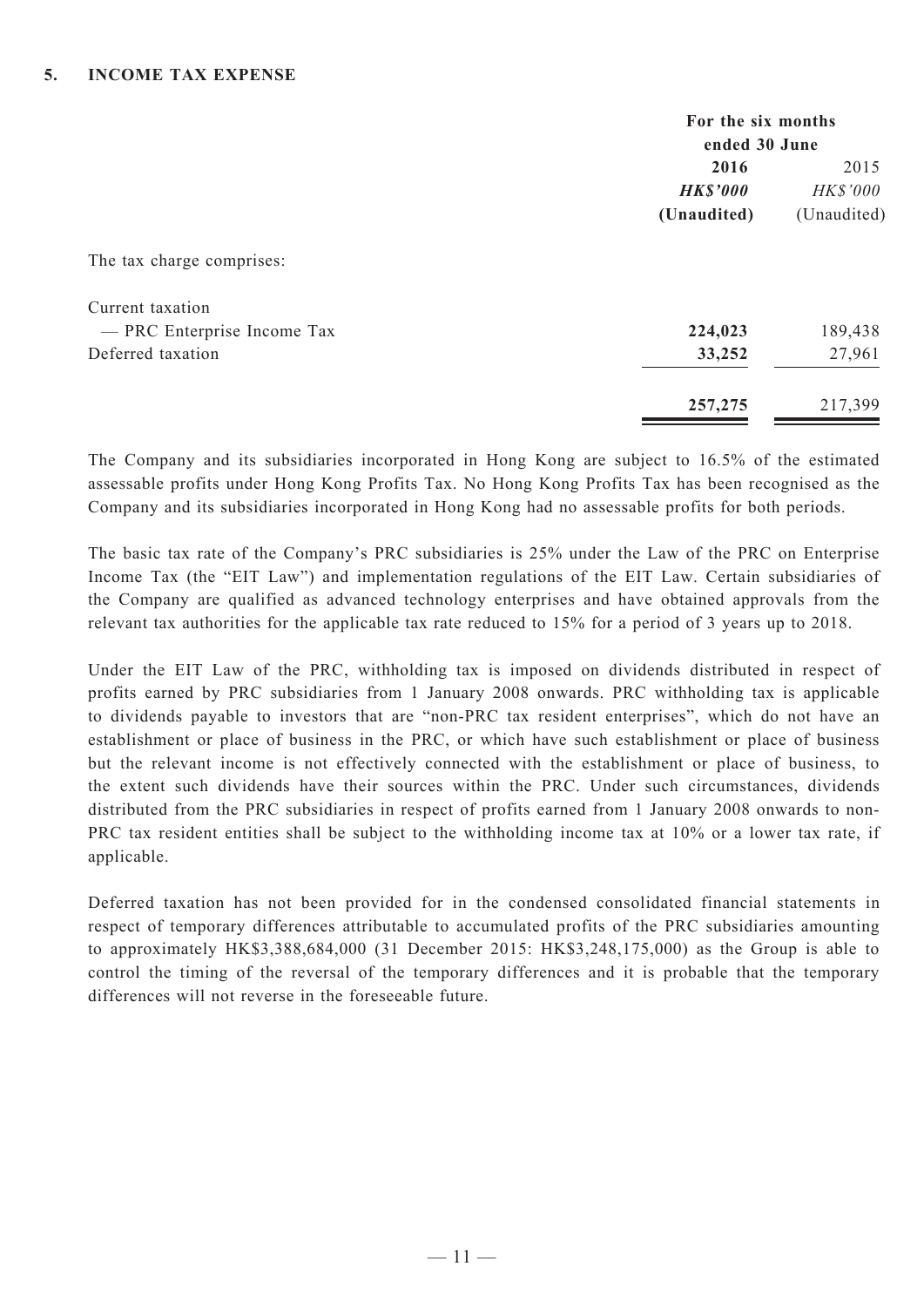## 5. INCOME TAX EXPENSE

| | For the six months ended 30 June | |
|---|---|---|
| | **2016** | 2015 |
| | ***HK$'000*** | *HK$'000* |
| | **(Unaudited)** | (Unaudited) |
| The tax charge comprises: | | |
| Current taxation | | |
| — PRC Enterprise Income Tax | **224,023** | 189,438 |
| Deferred taxation | **33,252** | 27,961 |
| | **257,275** | 217,399 |

The Company and its subsidiaries incorporated in Hong Kong are subject to 16.5% of the estimated assessable profits under Hong Kong Profits Tax. No Hong Kong Profits Tax has been recognised as the Company and its subsidiaries incorporated in Hong Kong had no assessable profits for both periods.

The basic tax rate of the Company's PRC subsidiaries is 25% under the Law of the PRC on Enterprise Income Tax (the "EIT Law") and implementation regulations of the EIT Law. Certain subsidiaries of the Company are qualified as advanced technology enterprises and have obtained approvals from the relevant tax authorities for the applicable tax rate reduced to 15% for a period of 3 years up to 2018.

Under the EIT Law of the PRC, withholding tax is imposed on dividends distributed in respect of profits earned by PRC subsidiaries from 1 January 2008 onwards. PRC withholding tax is applicable to dividends payable to investors that are "non-PRC tax resident enterprises", which do not have an establishment or place of business in the PRC, or which have such establishment or place of business but the relevant income is not effectively connected with the establishment or place of business, to the extent such dividends have their sources within the PRC. Under such circumstances, dividends distributed from the PRC subsidiaries in respect of profits earned from 1 January 2008 onwards to non-PRC tax resident entities shall be subject to the withholding income tax at 10% or a lower tax rate, if applicable.

Deferred taxation has not been provided for in the condensed consolidated financial statements in respect of temporary differences attributable to accumulated profits of the PRC subsidiaries amounting to approximately HK$3,388,684,000 (31 December 2015: HK$3,248,175,000) as the Group is able to control the timing of the reversal of the temporary differences and it is probable that the temporary differences will not reverse in the foreseeable future.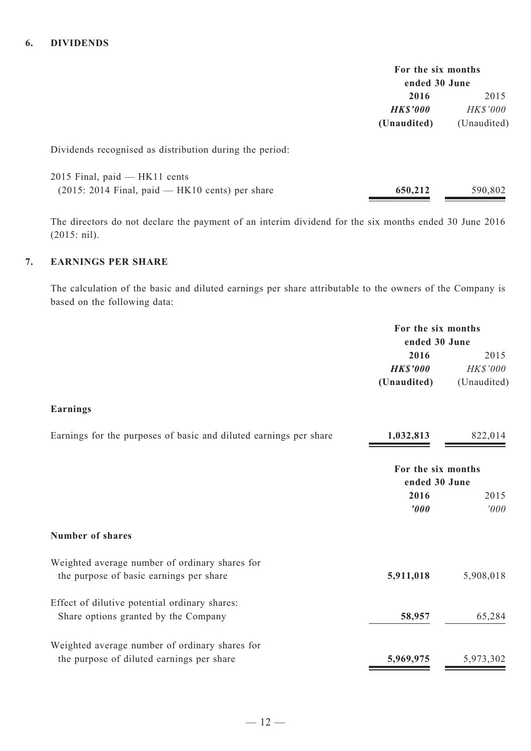## 6. DIVIDENDS

| | For the six months ended 30 June | |
|---|---|---|
| | **2016** | 2015 |
| | ***HK$'000*** | *HK$'000* |
| | **(Unaudited)** | (Unaudited) |
| Dividends recognised as distribution during the period: | | |
| 2015 Final, paid — HK11 cents (2015: 2014 Final, paid — HK10 cents) per share | **650,212** | 590,802 |

The directors do not declare the payment of an interim dividend for the six months ended 30 June 2016 (2015: nil).

## 7. EARNINGS PER SHARE

The calculation of the basic and diluted earnings per share attributable to the owners of the Company is based on the following data:

| | For the six months ended 30 June | |
|---|---|---|
| | **2016** | 2015 |
| | ***HK$'000*** | *HK$'000* |
| | **(Unaudited)** | (Unaudited) |
| **Earnings** | | |
| Earnings for the purposes of basic and diluted earnings per share | **1,032,813** | 822,014 |

| | For the six months ended 30 June | |
|---|---|---|
| | **2016** | 2015 |
| | ***'000*** | *'000* |
| **Number of shares** | | |
| Weighted average number of ordinary shares for the purpose of basic earnings per share | **5,911,018** | 5,908,018 |
| Effect of dilutive potential ordinary shares: Share options granted by the Company | **58,957** | 65,284 |
| Weighted average number of ordinary shares for the purpose of diluted earnings per share | **5,969,975** | 5,973,302 |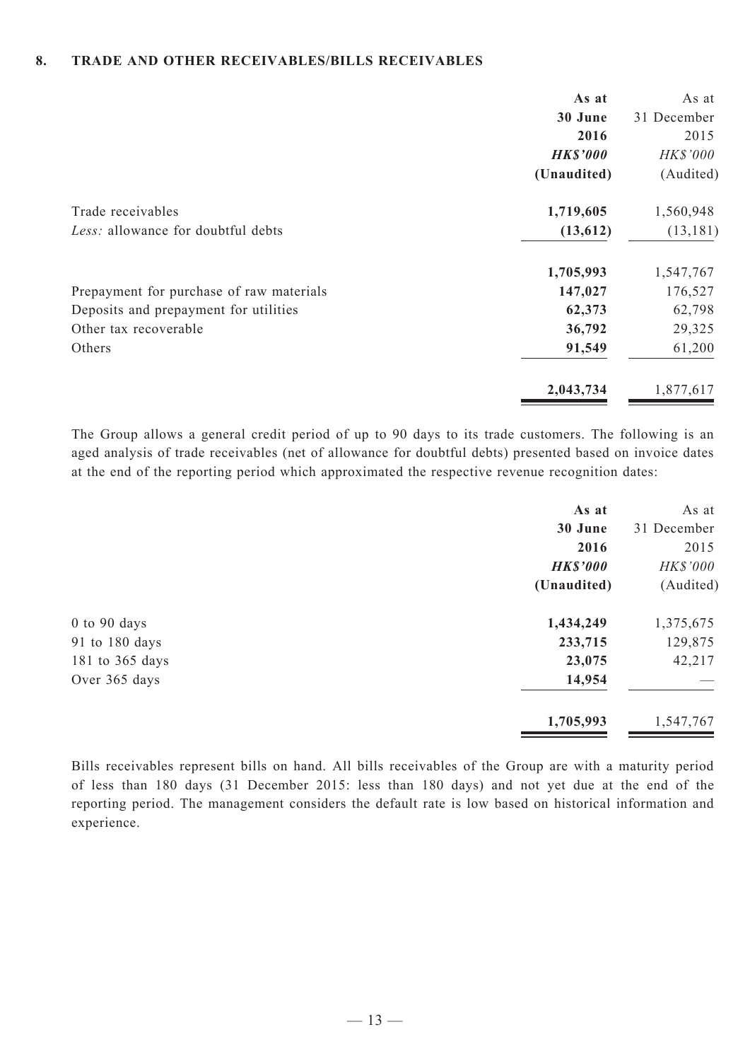## 8. TRADE AND OTHER RECEIVABLES/BILLS RECEIVABLES

| | **As at 30 June 2016** | As at 31 December 2015 |
|---|---|---|
| | ***HK$'000*** | *HK$'000* |
| | **(Unaudited)** | (Audited) |
| Trade receivables | **1,719,605** | 1,560,948 |
| *Less:* allowance for doubtful debts | **(13,612)** | (13,181) |
| | **1,705,993** | 1,547,767 |
| Prepayment for purchase of raw materials | **147,027** | 176,527 |
| Deposits and prepayment for utilities | **62,373** | 62,798 |
| Other tax recoverable | **36,792** | 29,325 |
| Others | **91,549** | 61,200 |
| | **2,043,734** | 1,877,617 |

The Group allows a general credit period of up to 90 days to its trade customers. The following is an aged analysis of trade receivables (net of allowance for doubtful debts) presented based on invoice dates at the end of the reporting period which approximated the respective revenue recognition dates:

| | **As at 30 June 2016** | As at 31 December 2015 |
|---|---|---|
| | ***HK$'000*** | *HK$'000* |
| | **(Unaudited)** | (Audited) |
| 0 to 90 days | **1,434,249** | 1,375,675 |
| 91 to 180 days | **233,715** | 129,875 |
| 181 to 365 days | **23,075** | 42,217 |
| Over 365 days | **14,954** | — |
| | **1,705,993** | 1,547,767 |

Bills receivables represent bills on hand. All bills receivables of the Group are with a maturity period of less than 180 days (31 December 2015: less than 180 days) and not yet due at the end of the reporting period. The management considers the default rate is low based on historical information and experience.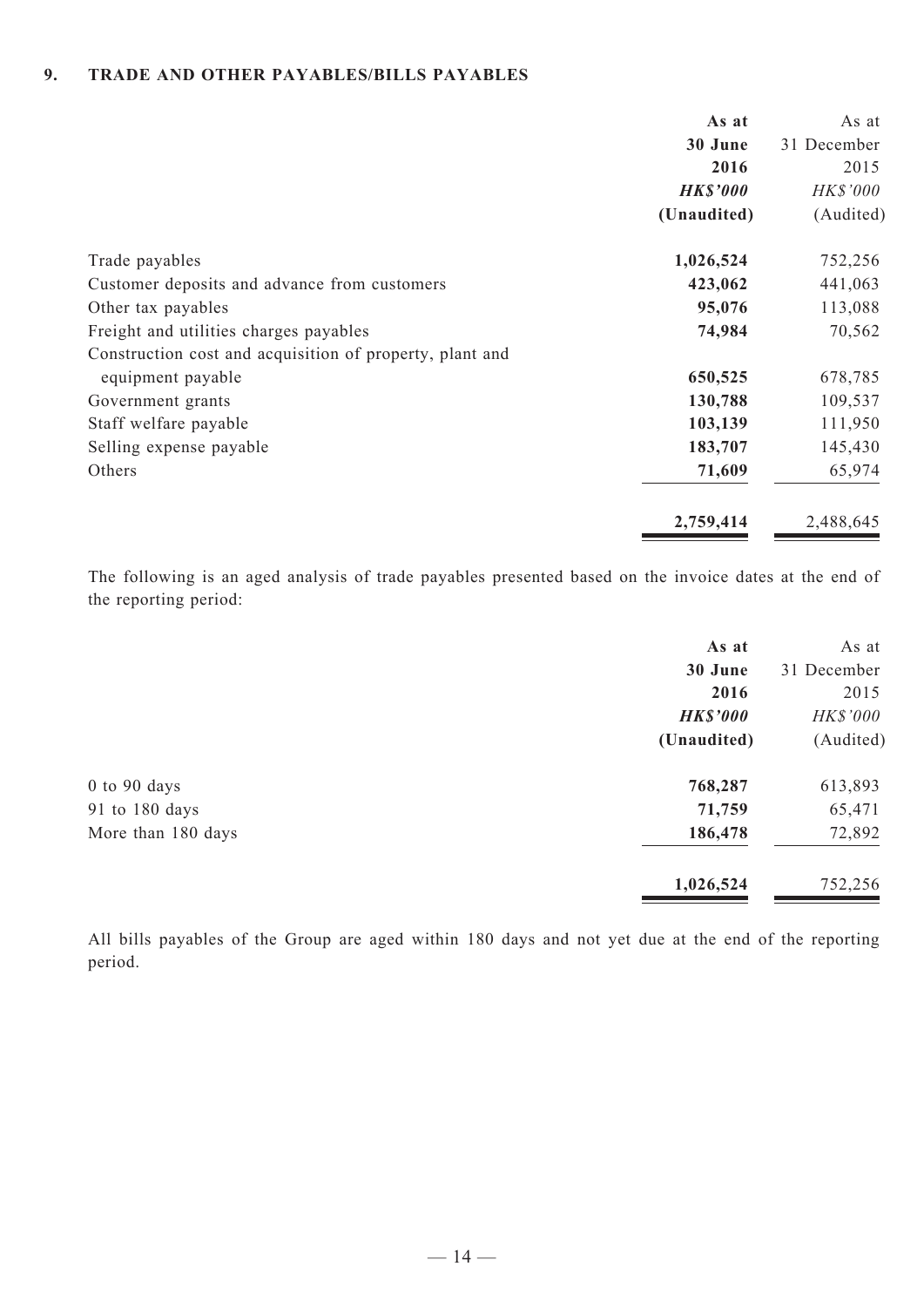## 9. TRADE AND OTHER PAYABLES/BILLS PAYABLES

| | As at 30 June 2016 HK$'000 (Unaudited) | As at 31 December 2015 HK$'000 (Audited) |
|---|---|---|
| Trade payables | **1,026,524** | 752,256 |
| Customer deposits and advance from customers | **423,062** | 441,063 |
| Other tax payables | **95,076** | 113,088 |
| Freight and utilities charges payables | **74,984** | 70,562 |
| Construction cost and acquisition of property, plant and equipment payable | **650,525** | 678,785 |
| Government grants | **130,788** | 109,537 |
| Staff welfare payable | **103,139** | 111,950 |
| Selling expense payable | **183,707** | 145,430 |
| Others | **71,609** | 65,974 |
| | **2,759,414** | 2,488,645 |

The following is an aged analysis of trade payables presented based on the invoice dates at the end of the reporting period:

| | As at 30 June 2016 HK$'000 (Unaudited) | As at 31 December 2015 HK$'000 (Audited) |
|---|---|---|
| 0 to 90 days | **768,287** | 613,893 |
| 91 to 180 days | **71,759** | 65,471 |
| More than 180 days | **186,478** | 72,892 |
| | **1,026,524** | 752,256 |

All bills payables of the Group are aged within 180 days and not yet due at the end of the reporting period.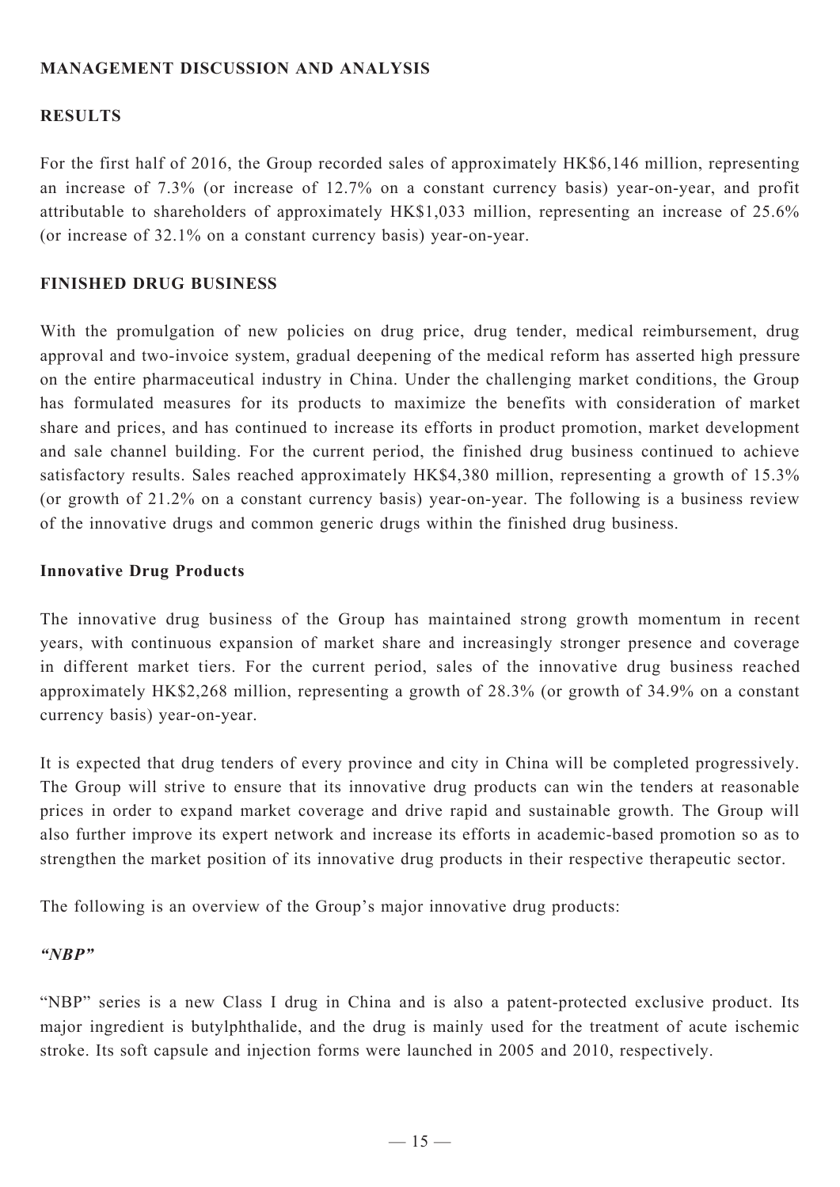## MANAGEMENT DISCUSSION AND ANALYSIS

### RESULTS

For the first half of 2016, the Group recorded sales of approximately HK$6,146 million, representing an increase of 7.3% (or increase of 12.7% on a constant currency basis) year-on-year, and profit attributable to shareholders of approximately HK$1,033 million, representing an increase of 25.6% (or increase of 32.1% on a constant currency basis) year-on-year.

### FINISHED DRUG BUSINESS

With the promulgation of new policies on drug price, drug tender, medical reimbursement, drug approval and two-invoice system, gradual deepening of the medical reform has asserted high pressure on the entire pharmaceutical industry in China. Under the challenging market conditions, the Group has formulated measures for its products to maximize the benefits with consideration of market share and prices, and has continued to increase its efforts in product promotion, market development and sale channel building. For the current period, the finished drug business continued to achieve satisfactory results. Sales reached approximately HK$4,380 million, representing a growth of 15.3% (or growth of 21.2% on a constant currency basis) year-on-year. The following is a business review of the innovative drugs and common generic drugs within the finished drug business.

#### Innovative Drug Products

The innovative drug business of the Group has maintained strong growth momentum in recent years, with continuous expansion of market share and increasingly stronger presence and coverage in different market tiers. For the current period, sales of the innovative drug business reached approximately HK$2,268 million, representing a growth of 28.3% (or growth of 34.9% on a constant currency basis) year-on-year.

It is expected that drug tenders of every province and city in China will be completed progressively. The Group will strive to ensure that its innovative drug products can win the tenders at reasonable prices in order to expand market coverage and drive rapid and sustainable growth. The Group will also further improve its expert network and increase its efforts in academic-based promotion so as to strengthen the market position of its innovative drug products in their respective therapeutic sector.

The following is an overview of the Group's major innovative drug products:

***"NBP"***

"NBP" series is a new Class I drug in China and is also a patent-protected exclusive product. Its major ingredient is butylphthalide, and the drug is mainly used for the treatment of acute ischemic stroke. Its soft capsule and injection forms were launched in 2005 and 2010, respectively.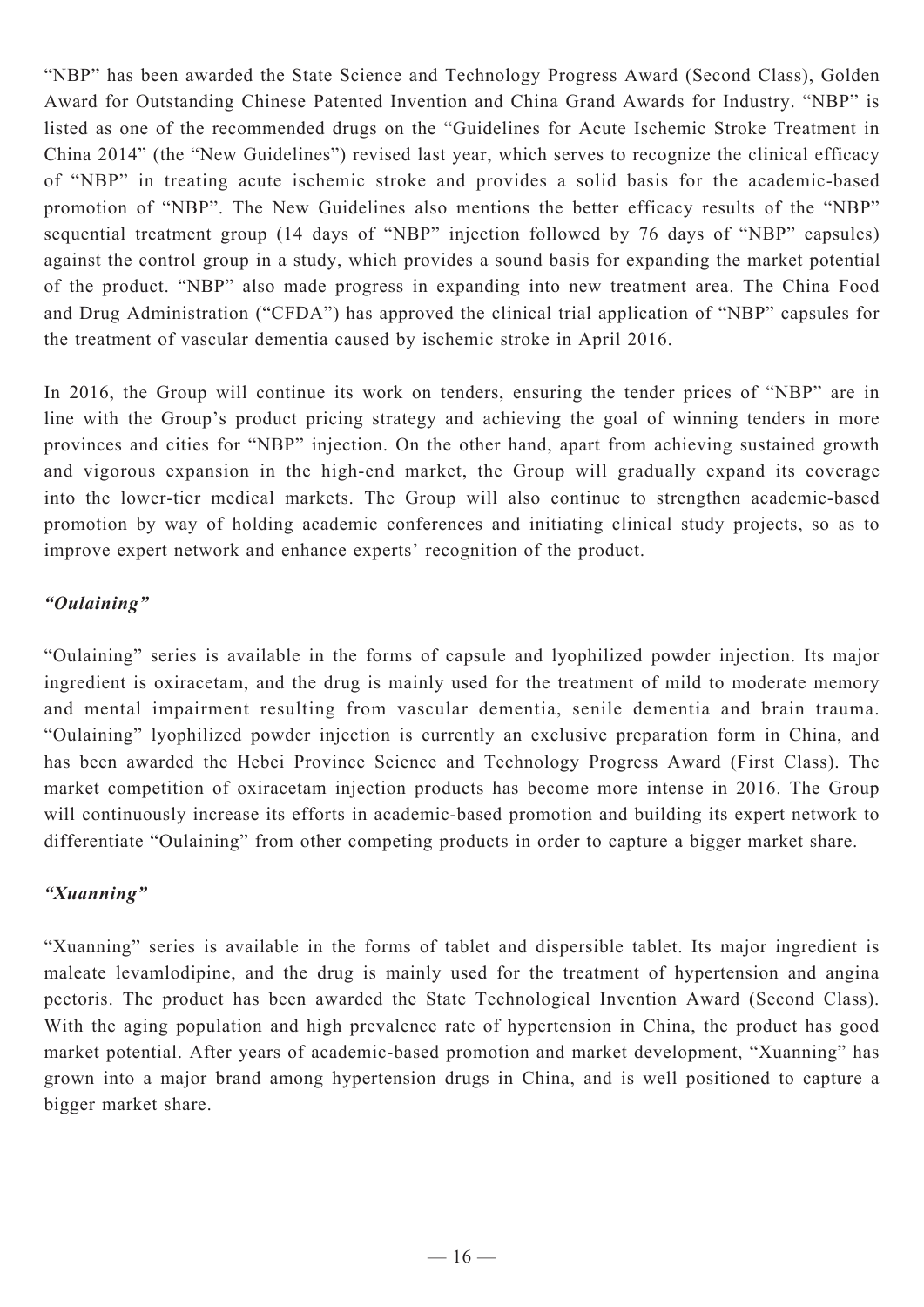"NBP" has been awarded the State Science and Technology Progress Award (Second Class), Golden Award for Outstanding Chinese Patented Invention and China Grand Awards for Industry. "NBP" is listed as one of the recommended drugs on the "Guidelines for Acute Ischemic Stroke Treatment in China 2014" (the "New Guidelines") revised last year, which serves to recognize the clinical efficacy of "NBP" in treating acute ischemic stroke and provides a solid basis for the academic-based promotion of "NBP". The New Guidelines also mentions the better efficacy results of the "NBP" sequential treatment group (14 days of "NBP" injection followed by 76 days of "NBP" capsules) against the control group in a study, which provides a sound basis for expanding the market potential of the product. "NBP" also made progress in expanding into new treatment area. The China Food and Drug Administration ("CFDA") has approved the clinical trial application of "NBP" capsules for the treatment of vascular dementia caused by ischemic stroke in April 2016.

In 2016, the Group will continue its work on tenders, ensuring the tender prices of "NBP" are in line with the Group's product pricing strategy and achieving the goal of winning tenders in more provinces and cities for "NBP" injection. On the other hand, apart from achieving sustained growth and vigorous expansion in the high-end market, the Group will gradually expand its coverage into the lower-tier medical markets. The Group will also continue to strengthen academic-based promotion by way of holding academic conferences and initiating clinical study projects, so as to improve expert network and enhance experts' recognition of the product.

***"Oulaining"***

"Oulaining" series is available in the forms of capsule and lyophilized powder injection. Its major ingredient is oxiracetam, and the drug is mainly used for the treatment of mild to moderate memory and mental impairment resulting from vascular dementia, senile dementia and brain trauma. "Oulaining" lyophilized powder injection is currently an exclusive preparation form in China, and has been awarded the Hebei Province Science and Technology Progress Award (First Class). The market competition of oxiracetam injection products has become more intense in 2016. The Group will continuously increase its efforts in academic-based promotion and building its expert network to differentiate "Oulaining" from other competing products in order to capture a bigger market share.

***"Xuanning"***

"Xuanning" series is available in the forms of tablet and dispersible tablet. Its major ingredient is maleate levamlodipine, and the drug is mainly used for the treatment of hypertension and angina pectoris. The product has been awarded the State Technological Invention Award (Second Class). With the aging population and high prevalence rate of hypertension in China, the product has good market potential. After years of academic-based promotion and market development, "Xuanning" has grown into a major brand among hypertension drugs in China, and is well positioned to capture a bigger market share.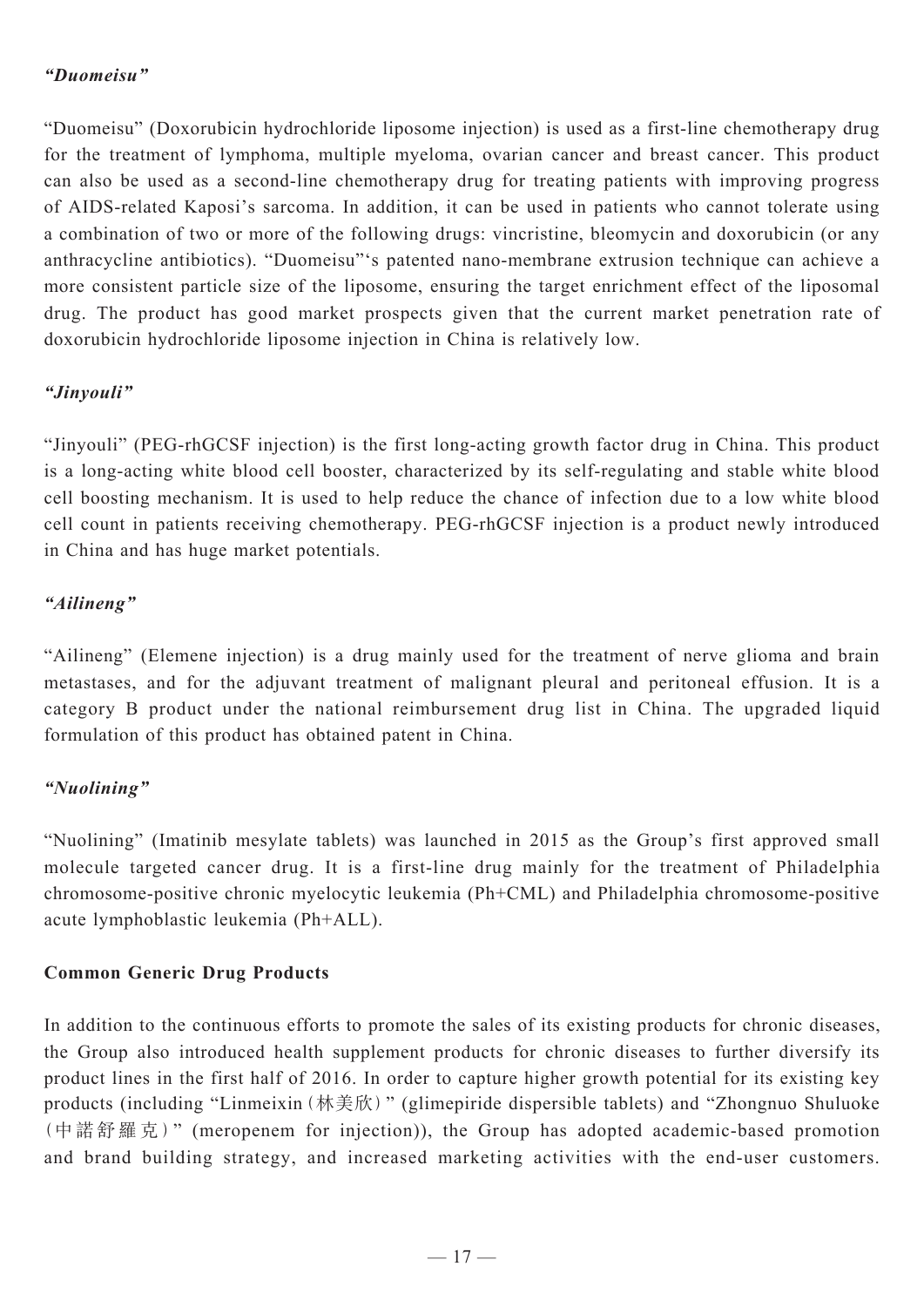*"Duomeisu"*

"Duomeisu" (Doxorubicin hydrochloride liposome injection) is used as a first-line chemotherapy drug for the treatment of lymphoma, multiple myeloma, ovarian cancer and breast cancer. This product can also be used as a second-line chemotherapy drug for treating patients with improving progress of AIDS-related Kaposi's sarcoma. In addition, it can be used in patients who cannot tolerate using a combination of two or more of the following drugs: vincristine, bleomycin and doxorubicin (or any anthracycline antibiotics). "Duomeisu"'s patented nano-membrane extrusion technique can achieve a more consistent particle size of the liposome, ensuring the target enrichment effect of the liposomal drug. The product has good market prospects given that the current market penetration rate of doxorubicin hydrochloride liposome injection in China is relatively low.

*"Jinyouli"*

"Jinyouli" (PEG-rhGCSF injection) is the first long-acting growth factor drug in China. This product is a long-acting white blood cell booster, characterized by its self-regulating and stable white blood cell boosting mechanism. It is used to help reduce the chance of infection due to a low white blood cell count in patients receiving chemotherapy. PEG-rhGCSF injection is a product newly introduced in China and has huge market potentials.

*"Ailineng"*

"Ailineng" (Elemene injection) is a drug mainly used for the treatment of nerve glioma and brain metastases, and for the adjuvant treatment of malignant pleural and peritoneal effusion. It is a category B product under the national reimbursement drug list in China. The upgraded liquid formulation of this product has obtained patent in China.

*"Nuolining"*

"Nuolining" (Imatinib mesylate tablets) was launched in 2015 as the Group's first approved small molecule targeted cancer drug. It is a first-line drug mainly for the treatment of Philadelphia chromosome-positive chronic myelocytic leukemia (Ph+CML) and Philadelphia chromosome-positive acute lymphoblastic leukemia (Ph+ALL).

**Common Generic Drug Products**

In addition to the continuous efforts to promote the sales of its existing products for chronic diseases, the Group also introduced health supplement products for chronic diseases to further diversify its product lines in the first half of 2016. In order to capture higher growth potential for its existing key products (including "Linmeixin（林美欣）" (glimepiride dispersible tablets) and "Zhongnuo Shuluoke（中諾舒羅克）" (meropenem for injection)), the Group has adopted academic-based promotion and brand building strategy, and increased marketing activities with the end-user customers.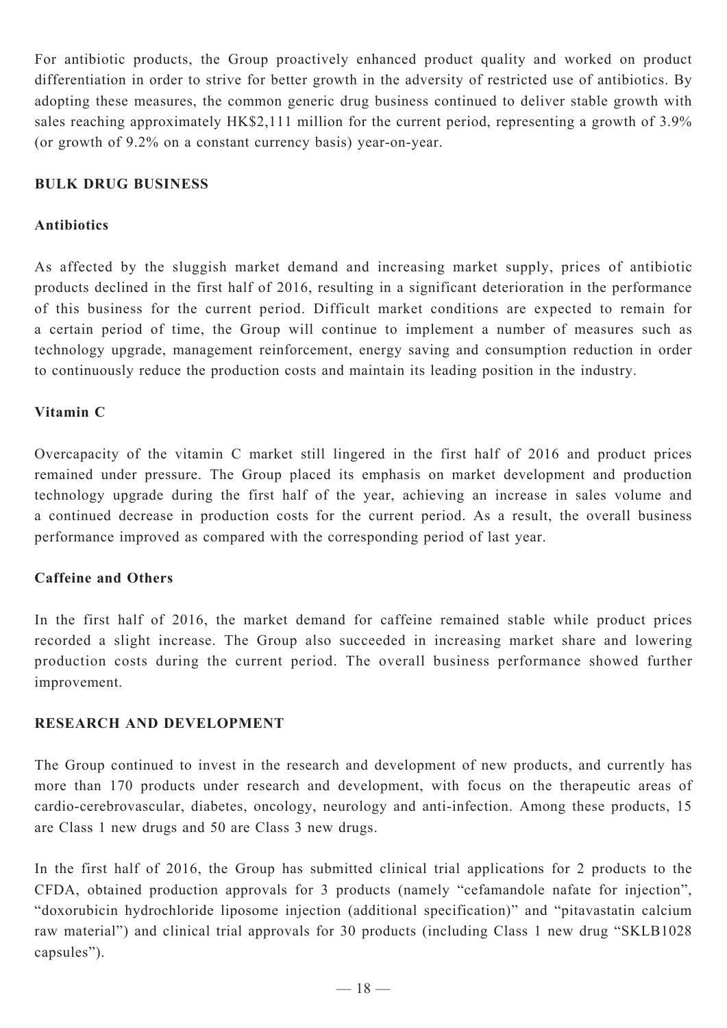For antibiotic products, the Group proactively enhanced product quality and worked on product differentiation in order to strive for better growth in the adversity of restricted use of antibiotics. By adopting these measures, the common generic drug business continued to deliver stable growth with sales reaching approximately HK$2,111 million for the current period, representing a growth of 3.9% (or growth of 9.2% on a constant currency basis) year-on-year.

## BULK DRUG BUSINESS

### Antibiotics

As affected by the sluggish market demand and increasing market supply, prices of antibiotic products declined in the first half of 2016, resulting in a significant deterioration in the performance of this business for the current period. Difficult market conditions are expected to remain for a certain period of time, the Group will continue to implement a number of measures such as technology upgrade, management reinforcement, energy saving and consumption reduction in order to continuously reduce the production costs and maintain its leading position in the industry.

### Vitamin C

Overcapacity of the vitamin C market still lingered in the first half of 2016 and product prices remained under pressure. The Group placed its emphasis on market development and production technology upgrade during the first half of the year, achieving an increase in sales volume and a continued decrease in production costs for the current period. As a result, the overall business performance improved as compared with the corresponding period of last year.

### Caffeine and Others

In the first half of 2016, the market demand for caffeine remained stable while product prices recorded a slight increase. The Group also succeeded in increasing market share and lowering production costs during the current period. The overall business performance showed further improvement.

## RESEARCH AND DEVELOPMENT

The Group continued to invest in the research and development of new products, and currently has more than 170 products under research and development, with focus on the therapeutic areas of cardio-cerebrovascular, diabetes, oncology, neurology and anti-infection. Among these products, 15 are Class 1 new drugs and 50 are Class 3 new drugs.

In the first half of 2016, the Group has submitted clinical trial applications for 2 products to the CFDA, obtained production approvals for 3 products (namely "cefamandole nafate for injection", "doxorubicin hydrochloride liposome injection (additional specification)" and "pitavastatin calcium raw material") and clinical trial approvals for 30 products (including Class 1 new drug "SKLB1028 capsules").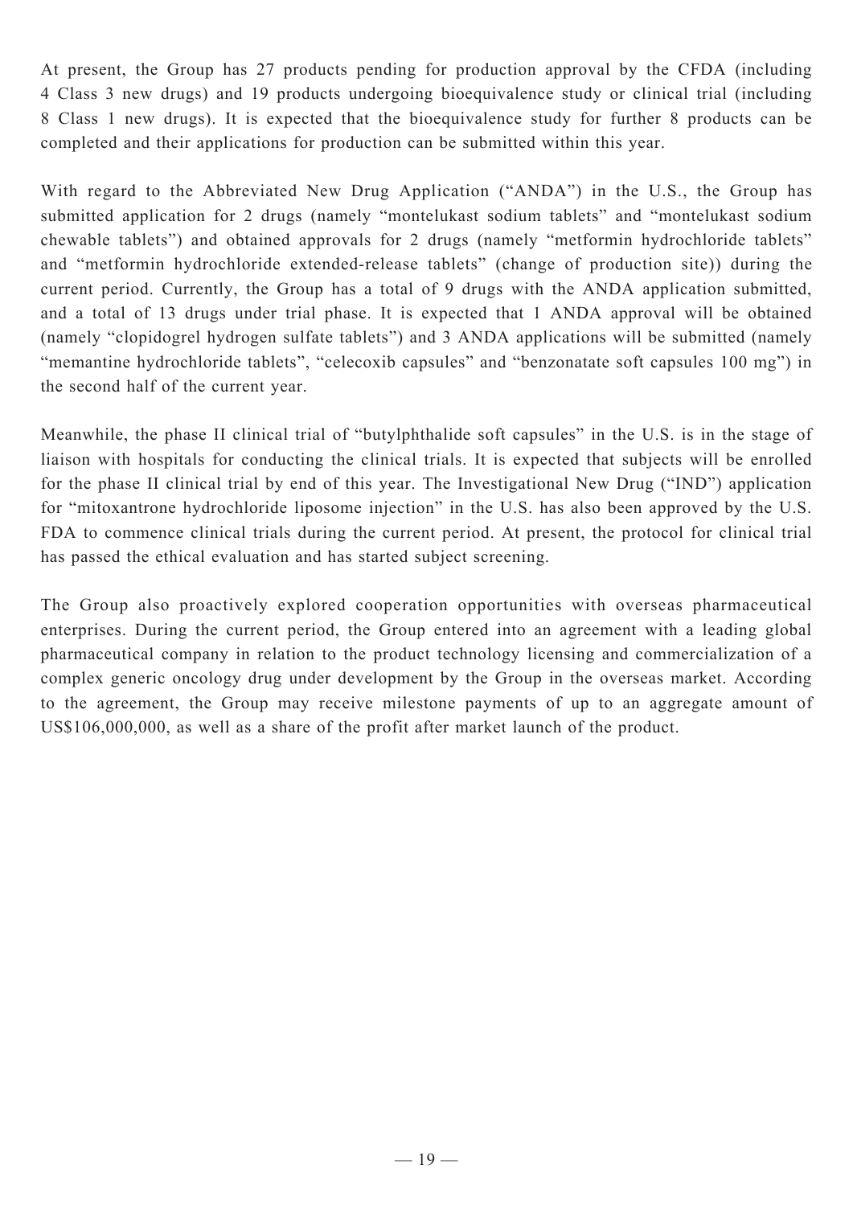At present, the Group has 27 products pending for production approval by the CFDA (including 4 Class 3 new drugs) and 19 products undergoing bioequivalence study or clinical trial (including 8 Class 1 new drugs). It is expected that the bioequivalence study for further 8 products can be completed and their applications for production can be submitted within this year.

With regard to the Abbreviated New Drug Application ("ANDA") in the U.S., the Group has submitted application for 2 drugs (namely "montelukast sodium tablets" and "montelukast sodium chewable tablets") and obtained approvals for 2 drugs (namely "metformin hydrochloride tablets" and "metformin hydrochloride extended-release tablets" (change of production site)) during the current period. Currently, the Group has a total of 9 drugs with the ANDA application submitted, and a total of 13 drugs under trial phase. It is expected that 1 ANDA approval will be obtained (namely "clopidogrel hydrogen sulfate tablets") and 3 ANDA applications will be submitted (namely "memantine hydrochloride tablets", "celecoxib capsules" and "benzonatate soft capsules 100 mg") in the second half of the current year.

Meanwhile, the phase II clinical trial of "butylphthalide soft capsules" in the U.S. is in the stage of liaison with hospitals for conducting the clinical trials. It is expected that subjects will be enrolled for the phase II clinical trial by end of this year. The Investigational New Drug ("IND") application for "mitoxantrone hydrochloride liposome injection" in the U.S. has also been approved by the U.S. FDA to commence clinical trials during the current period. At present, the protocol for clinical trial has passed the ethical evaluation and has started subject screening.

The Group also proactively explored cooperation opportunities with overseas pharmaceutical enterprises. During the current period, the Group entered into an agreement with a leading global pharmaceutical company in relation to the product technology licensing and commercialization of a complex generic oncology drug under development by the Group in the overseas market. According to the agreement, the Group may receive milestone payments of up to an aggregate amount of US$106,000,000, as well as a share of the profit after market launch of the product.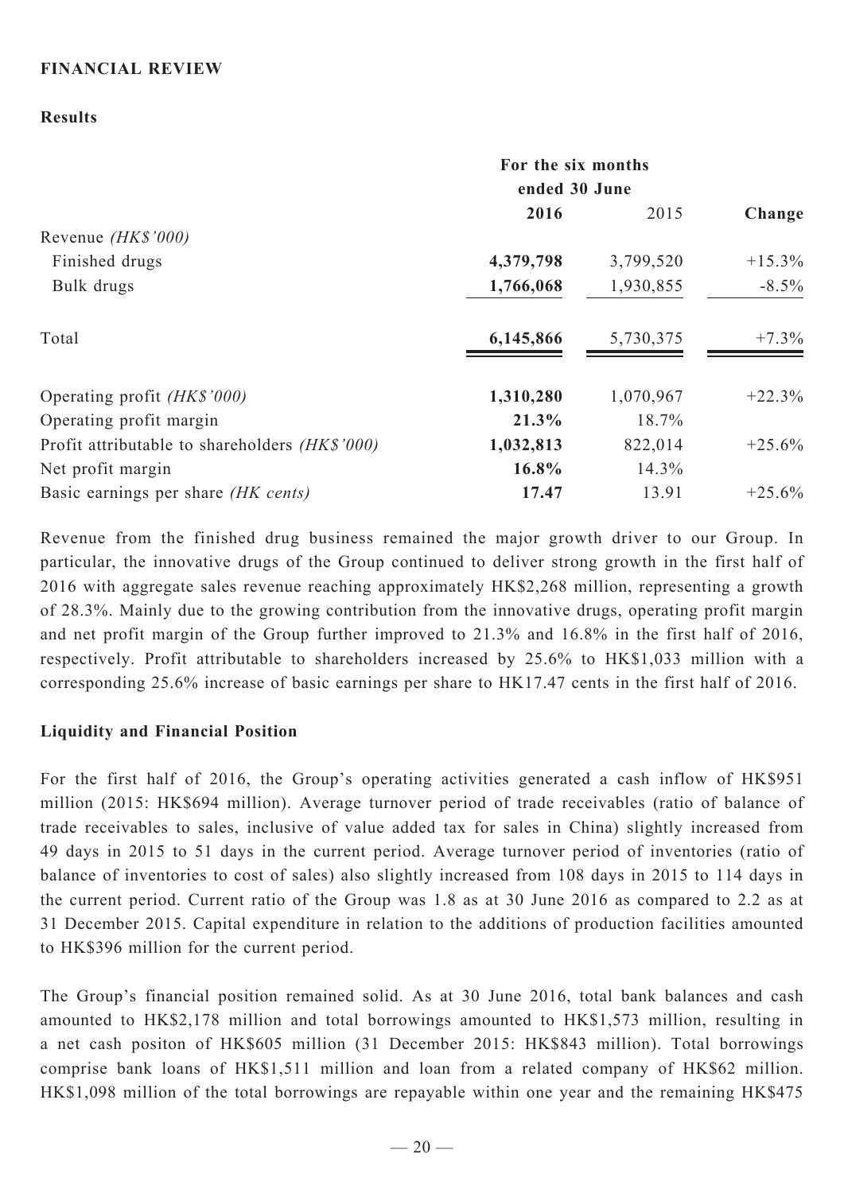## FINANCIAL REVIEW

### Results

| | For the six months ended 30 June | | |
|---|---|---|---|
| | **2016** | 2015 | **Change** |
| Revenue *(HK$'000)* | | | |
| Finished drugs | **4,379,798** | 3,799,520 | +15.3% |
| Bulk drugs | **1,766,068** | 1,930,855 | -8.5% |
| Total | **6,145,866** | 5,730,375 | +7.3% |
| Operating profit *(HK$'000)* | **1,310,280** | 1,070,967 | +22.3% |
| Operating profit margin | **21.3%** | 18.7% | |
| Profit attributable to shareholders *(HK$'000)* | **1,032,813** | 822,014 | +25.6% |
| Net profit margin | **16.8%** | 14.3% | |
| Basic earnings per share *(HK cents)* | **17.47** | 13.91 | +25.6% |

Revenue from the finished drug business remained the major growth driver to our Group. In particular, the innovative drugs of the Group continued to deliver strong growth in the first half of 2016 with aggregate sales revenue reaching approximately HK$2,268 million, representing a growth of 28.3%. Mainly due to the growing contribution from the innovative drugs, operating profit margin and net profit margin of the Group further improved to 21.3% and 16.8% in the first half of 2016, respectively. Profit attributable to shareholders increased by 25.6% to HK$1,033 million with a corresponding 25.6% increase of basic earnings per share to HK17.47 cents in the first half of 2016.

### Liquidity and Financial Position

For the first half of 2016, the Group's operating activities generated a cash inflow of HK$951 million (2015: HK$694 million). Average turnover period of trade receivables (ratio of balance of trade receivables to sales, inclusive of value added tax for sales in China) slightly increased from 49 days in 2015 to 51 days in the current period. Average turnover period of inventories (ratio of balance of inventories to cost of sales) also slightly increased from 108 days in 2015 to 114 days in the current period. Current ratio of the Group was 1.8 as at 30 June 2016 as compared to 2.2 as at 31 December 2015. Capital expenditure in relation to the additions of production facilities amounted to HK$396 million for the current period.

The Group's financial position remained solid. As at 30 June 2016, total bank balances and cash amounted to HK$2,178 million and total borrowings amounted to HK$1,573 million, resulting in a net cash positon of HK$605 million (31 December 2015: HK$843 million). Total borrowings comprise bank loans of HK$1,511 million and loan from a related company of HK$62 million. HK$1,098 million of the total borrowings are repayable within one year and the remaining HK$475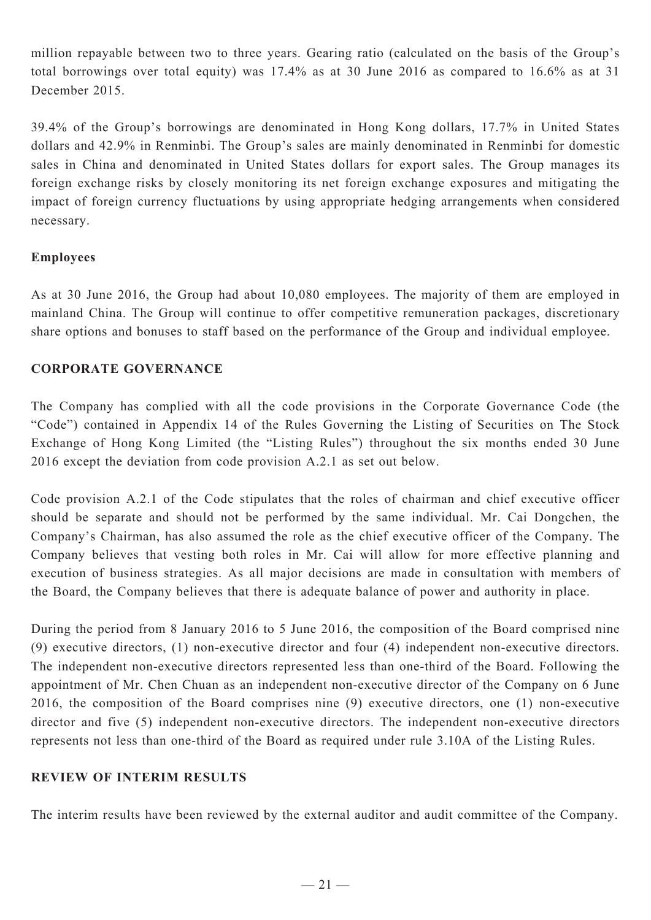million repayable between two to three years. Gearing ratio (calculated on the basis of the Group's total borrowings over total equity) was 17.4% as at 30 June 2016 as compared to 16.6% as at 31 December 2015.

39.4% of the Group's borrowings are denominated in Hong Kong dollars, 17.7% in United States dollars and 42.9% in Renminbi. The Group's sales are mainly denominated in Renminbi for domestic sales in China and denominated in United States dollars for export sales. The Group manages its foreign exchange risks by closely monitoring its net foreign exchange exposures and mitigating the impact of foreign currency fluctuations by using appropriate hedging arrangements when considered necessary.

### Employees

As at 30 June 2016, the Group had about 10,080 employees. The majority of them are employed in mainland China. The Group will continue to offer competitive remuneration packages, discretionary share options and bonuses to staff based on the performance of the Group and individual employee.

## CORPORATE GOVERNANCE

The Company has complied with all the code provisions in the Corporate Governance Code (the "Code") contained in Appendix 14 of the Rules Governing the Listing of Securities on The Stock Exchange of Hong Kong Limited (the "Listing Rules") throughout the six months ended 30 June 2016 except the deviation from code provision A.2.1 as set out below.

Code provision A.2.1 of the Code stipulates that the roles of chairman and chief executive officer should be separate and should not be performed by the same individual. Mr. Cai Dongchen, the Company's Chairman, has also assumed the role as the chief executive officer of the Company. The Company believes that vesting both roles in Mr. Cai will allow for more effective planning and execution of business strategies. As all major decisions are made in consultation with members of the Board, the Company believes that there is adequate balance of power and authority in place.

During the period from 8 January 2016 to 5 June 2016, the composition of the Board comprised nine (9) executive directors, (1) non-executive director and four (4) independent non-executive directors. The independent non-executive directors represented less than one-third of the Board. Following the appointment of Mr. Chen Chuan as an independent non-executive director of the Company on 6 June 2016, the composition of the Board comprises nine (9) executive directors, one (1) non-executive director and five (5) independent non-executive directors. The independent non-executive directors represents not less than one-third of the Board as required under rule 3.10A of the Listing Rules.

## REVIEW OF INTERIM RESULTS

The interim results have been reviewed by the external auditor and audit committee of the Company.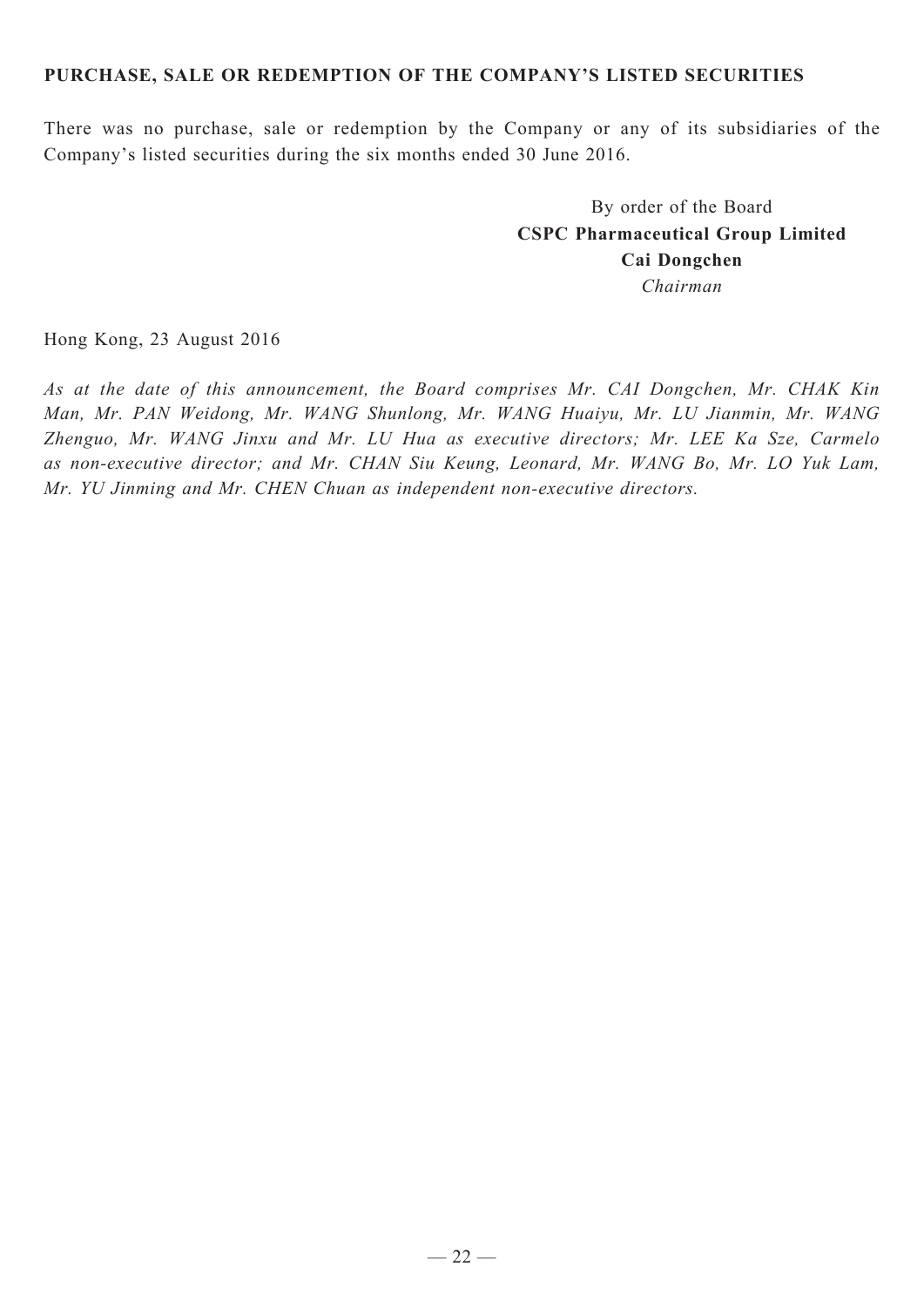## PURCHASE, SALE OR REDEMPTION OF THE COMPANY'S LISTED SECURITIES

There was no purchase, sale or redemption by the Company or any of its subsidiaries of the Company's listed securities during the six months ended 30 June 2016.

By order of the Board
**CSPC Pharmaceutical Group Limited**
**Cai Dongchen**
*Chairman*

Hong Kong, 23 August 2016

*As at the date of this announcement, the Board comprises Mr. CAI Dongchen, Mr. CHAK Kin Man, Mr. PAN Weidong, Mr. WANG Shunlong, Mr. WANG Huaiyu, Mr. LU Jianmin, Mr. WANG Zhenguo, Mr. WANG Jinxu and Mr. LU Hua as executive directors; Mr. LEE Ka Sze, Carmelo as non-executive director; and Mr. CHAN Siu Keung, Leonard, Mr. WANG Bo, Mr. LO Yuk Lam, Mr. YU Jinming and Mr. CHEN Chuan as independent non-executive directors.*